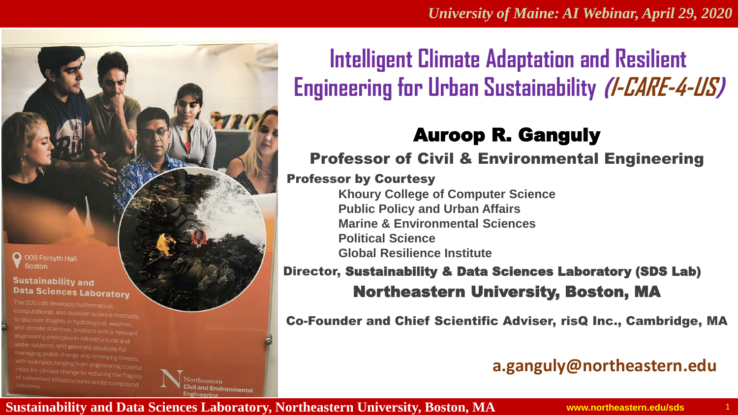# Intelligent Climate Adaptation and Resilient Engineering for Urban Sustainability *(I-CARE-4-US)*

## Auroop R. Ganguly

### Professor of Civil & Environmental Engineering

**Professor by Courtesy**

- **Khoury College of Computer Science**
- **Public Policy and Urban Affairs**
- **Marine & Environmental Sciences**
- **Political Science**
- **Global Resilience Institute**

**Director, Sustainability & Data Sciences Laboratory (SDS Lab)**

### Northeastern University, Boston, MA

**Co-Founder and Chief Scientific Adviser, risQ Inc., Cambridge, MA**

**a.ganguly@northeastern.edu**

009 Forsyth Hall
Boston

**Sustainability and Data Sciences Laboratory**

The SDS Lab develops mathematical, computational, and decision science methods to discover insights in hydrological, weather, and climate sciences, produce policy-relevant engineering principles in infrastructural and water systems, and generate solutions for managing global change and emerging threats, with examples ranging from engineering coastal cities for climate change to reducing the fragility of networked infrastructures under compound extremes.

Northeastern Civil and Environmental Engineering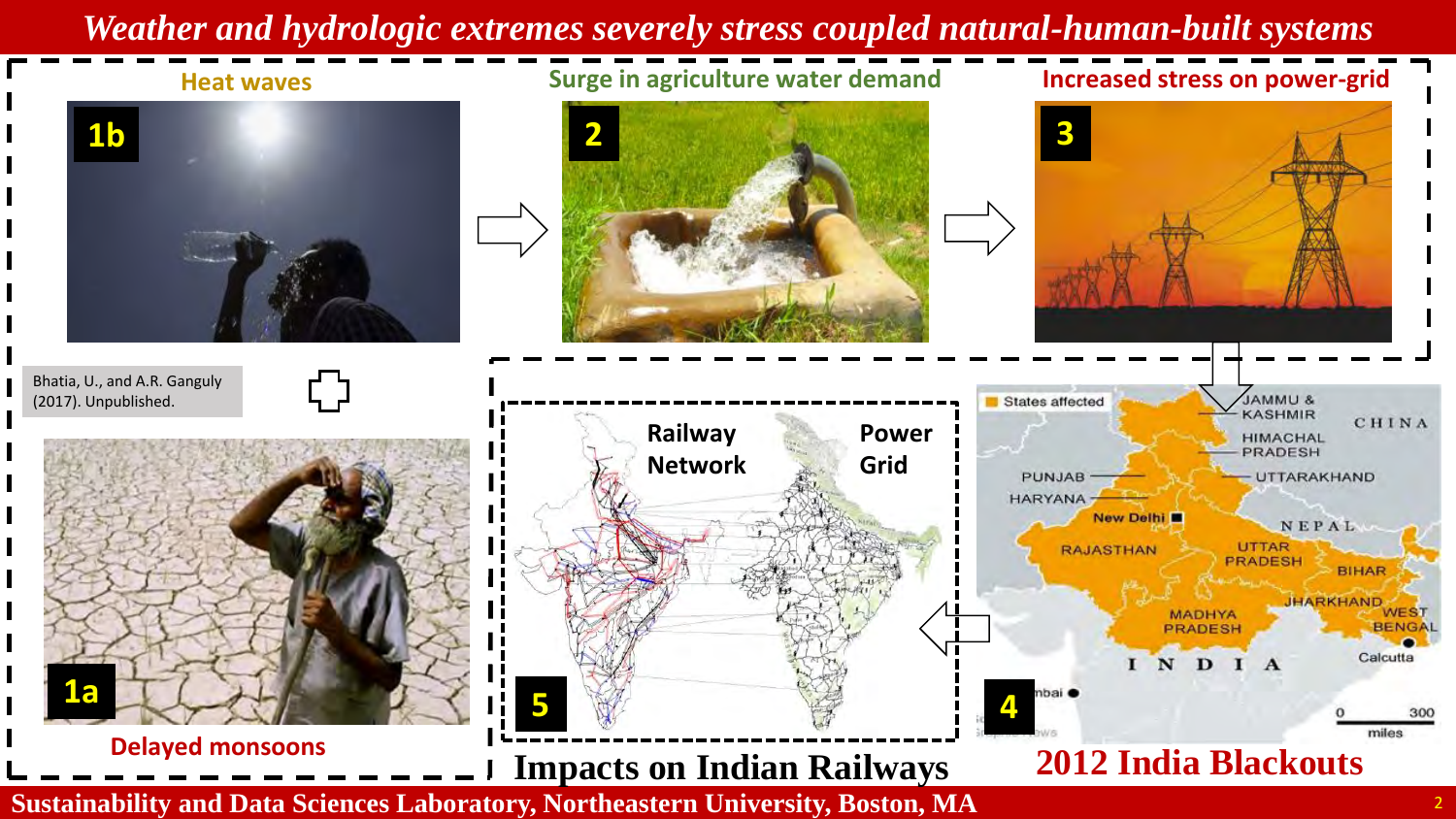# Weather and hydrologic extremes severely stress coupled natural-human-built systems

**Heat waves**

**1b**

**Surge in agriculture water demand**

**2**

**Increased stress on power-grid**

**3**

Bhatia, U., and A.R. Ganguly (2017). Unpublished.

**1a**

**Delayed monsoons**

**Railway Network**

**Power Grid**

**5**

**Impacts on Indian Railways**

States affected

JAMMU & KASHMIR

HIMACHAL PRADESH

PUNJAB

HARYANA

UTTARAKHAND

CHINA

New Delhi

NEPAL

RAJASTHAN

UTTAR PRADESH

BIHAR

JHARKHAND

WEST BENGAL

MADHYA PRADESH

Calcutta

INDIA

Mumbai

0 300 miles

**4**

**2012 India Blackouts**

**Sustainability and Data Sciences Laboratory, Northeastern University, Boston, MA**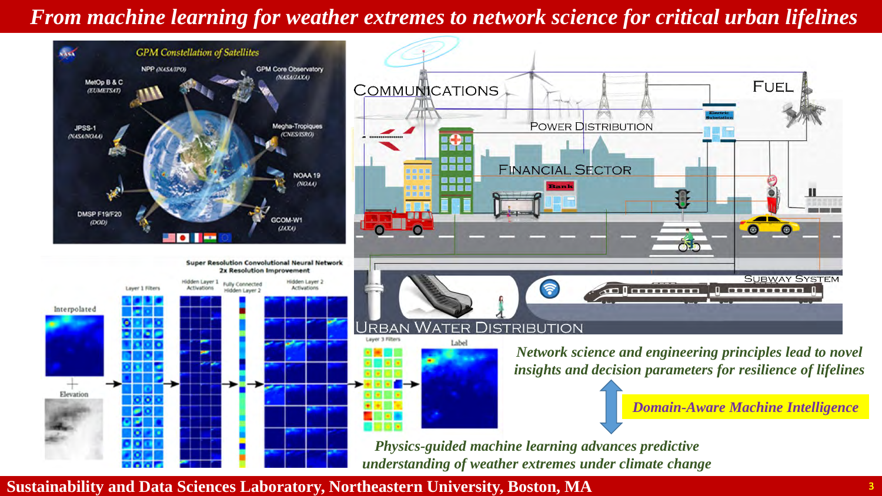# *From machine learning for weather extremes to network science for critical urban lifelines*

*Network science and engineering principles lead to novel insights and decision parameters for resilience of lifelines*

***Domain-Aware Machine Intelligence***

*Physics-guided machine learning advances predictive understanding of weather extremes under climate change*

**Sustainability and Data Sciences Laboratory, Northeastern University, Boston, MA**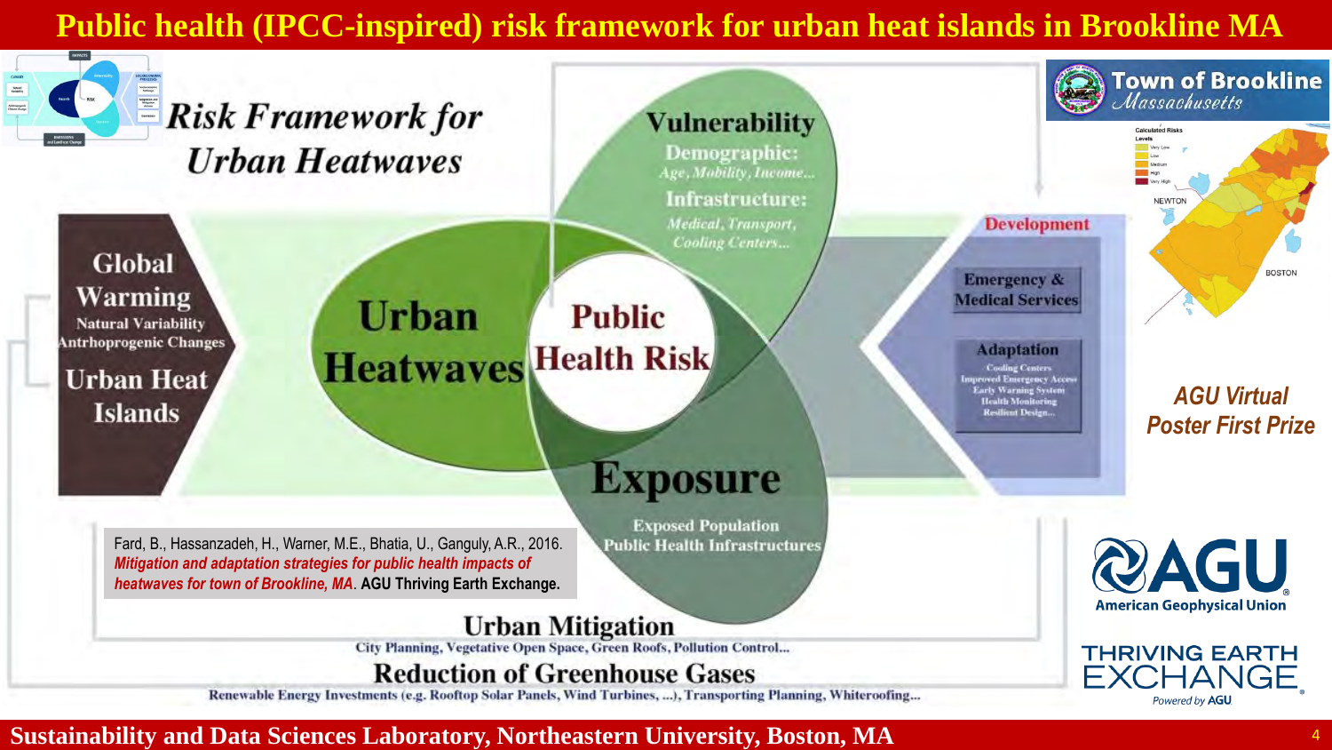# Public health (IPCC-inspired) risk framework for urban heat islands in Brookline MA

## Risk Framework for Urban Heatwaves

**Global Warming**
Natural Variability
Antrhoprogenic Changes

**Urban Heat Islands**

**Urban Heatwaves**

**Public Health Risk**

**Vulnerability**

Demographic:
*Age, Mobility, Income...*

Infrastructure:
*Medical, Transport, Cooling Centers...*

**Exposure**

Exposed Population
Public Health Infrastructures

**Development**

**Emergency & Medical Services**

**Adaptation**
Cooling Centers
Improved Emergency Access
Early Warning System
Health Monitoring
Resilient Design...

**Urban Mitigation**
City Planning, Vegetative Open Space, Green Roofs, Pollution Control...

**Reduction of Greenhouse Gases**
Renewable Energy Investments (e.g. Rooftop Solar Panels, Wind Turbines, ...), Transporting Planning, Whiteroofing...

Fard, B., Hassanzadeh, H., Warner, M.E., Bhatia, U., Ganguly, A.R., 2016. *Mitigation and adaptation strategies for public health impacts of heatwaves for town of Brookline, MA*. **AGU Thriving Earth Exchange.**

Town of Brookline Massachusetts

Calculated Risks Levels: Very Low, Low, Medium, High, Very High

NEWTON

BOSTON

*AGU Virtual Poster First Prize*

AGU American Geophysical Union

THRIVING EARTH EXCHANGE
Powered by AGU

**Sustainability and Data Sciences Laboratory, Northeastern University, Boston, MA**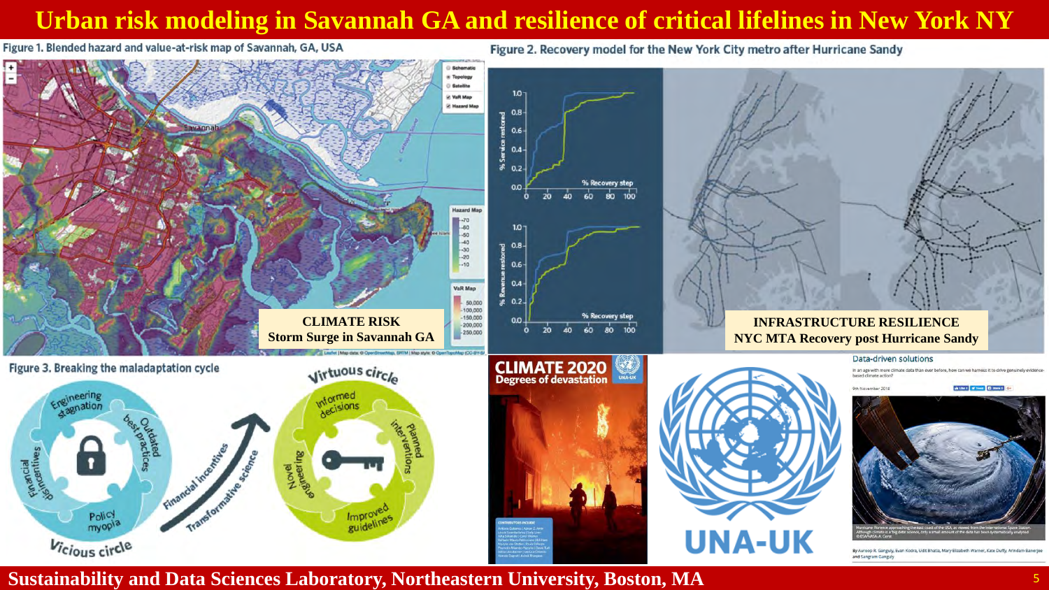# Urban risk modeling in Savannah GA and resilience of critical lifelines in New York NY

Figure 1. Blended hazard and value-at-risk map of Savannah, GA, USA

**CLIMATE RISK**
**Storm Surge in Savannah GA**

Figure 2. Recovery model for the New York City metro after Hurricane Sandy

**INFRASTRUCTURE RESILIENCE**
**NYC MTA Recovery post Hurricane Sandy**

Figure 3. Breaking the maladaptation cycle

**CLIMATE 2020**
**Degrees of devastation**

**UNA-UK**

Data-driven solutions

**Sustainability and Data Sciences Laboratory, Northeastern University, Boston, MA**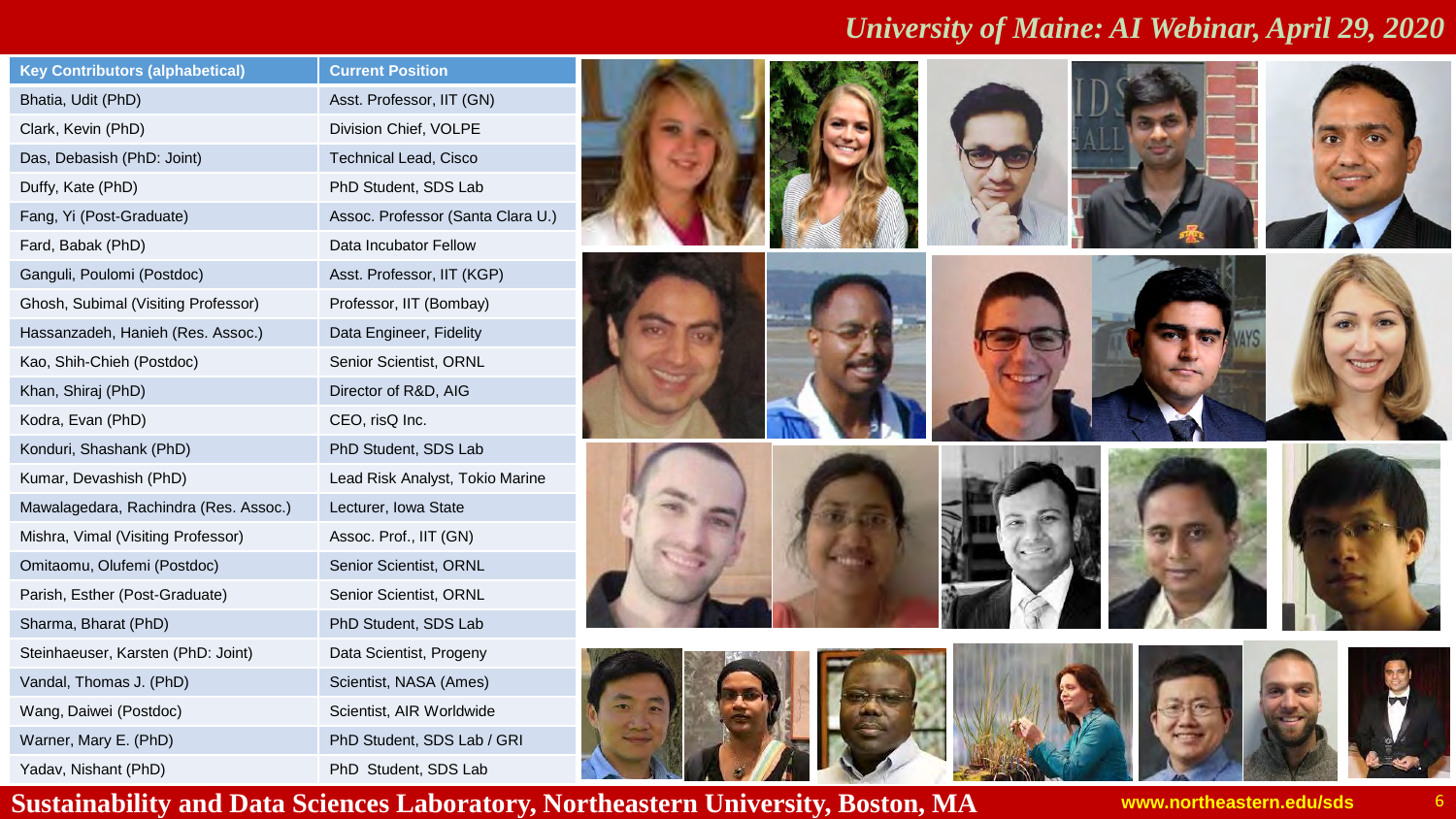| Key Contributors (alphabetical) | Current Position |
| --- | --- |
| Bhatia, Udit (PhD) | Asst. Professor, IIT (GN) |
| Clark, Kevin (PhD) | Division Chief, VOLPE |
| Das, Debasish (PhD: Joint) | Technical Lead, Cisco |
| Duffy, Kate (PhD) | PhD Student, SDS Lab |
| Fang, Yi (Post-Graduate) | Assoc. Professor (Santa Clara U.) |
| Fard, Babak (PhD) | Data Incubator Fellow |
| Ganguli, Poulomi (Postdoc) | Asst. Professor, IIT (KGP) |
| Ghosh, Subimal (Visiting Professor) | Professor, IIT (Bombay) |
| Hassanzadeh, Hanieh (Res. Assoc.) | Data Engineer, Fidelity |
| Kao, Shih-Chieh (Postdoc) | Senior Scientist, ORNL |
| Khan, Shiraj (PhD) | Director of R&D, AIG |
| Kodra, Evan (PhD) | CEO, risQ Inc. |
| Konduri, Shashank (PhD) | PhD Student, SDS Lab |
| Kumar, Devashish (PhD) | Lead Risk Analyst, Tokio Marine |
| Mawalagedara, Rachindra (Res. Assoc.) | Lecturer, Iowa State |
| Mishra, Vimal (Visiting Professor) | Assoc. Prof., IIT (GN) |
| Omitaomu, Olufemi (Postdoc) | Senior Scientist, ORNL |
| Parish, Esther (Post-Graduate) | Senior Scientist, ORNL |
| Sharma, Bharat (PhD) | PhD Student, SDS Lab |
| Steinhaeuser, Karsten (PhD: Joint) | Data Scientist, Progeny |
| Vandal, Thomas J. (PhD) | Scientist, NASA (Ames) |
| Wang, Daiwei (Postdoc) | Scientist, AIR Worldwide |
| Warner, Mary E. (PhD) | PhD Student, SDS Lab / GRI |
| Yadav, Nishant (PhD) | PhD Student, SDS Lab |